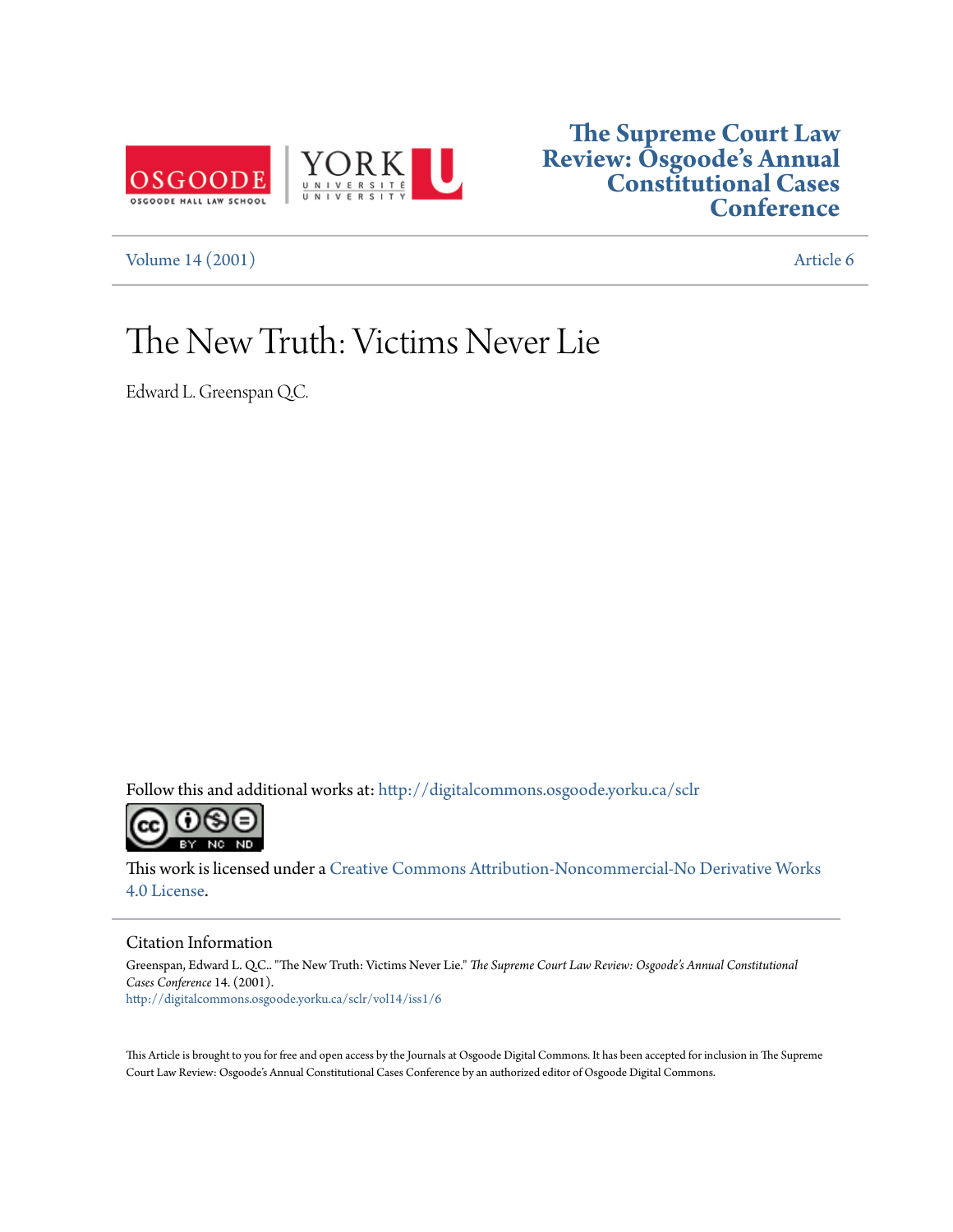OSGOODE
OSGOODE HALL LAW SCHOOL

YORK UNIVERSITÉ UNIVERSITY

**The Supreme Court Law Review: Osgoode's Annual Constitutional Cases Conference**

Volume 14 (2001) Article 6

# The New Truth: Victims Never Lie

Edward L. Greenspan Q.C.

Follow this and additional works at: http://digitalcommons.osgoode.yorku.ca/sclr

This work is licensed under a Creative Commons Attribution-Noncommercial-No Derivative Works 4.0 License.

## Citation Information

Greenspan, Edward L. Q.C.. "The New Truth: Victims Never Lie." *The Supreme Court Law Review: Osgoode's Annual Constitutional Cases Conference* 14. (2001).
http://digitalcommons.osgoode.yorku.ca/sclr/vol14/iss1/6

This Article is brought to you for free and open access by the Journals at Osgoode Digital Commons. It has been accepted for inclusion in The Supreme Court Law Review: Osgoode's Annual Constitutional Cases Conference by an authorized editor of Osgoode Digital Commons.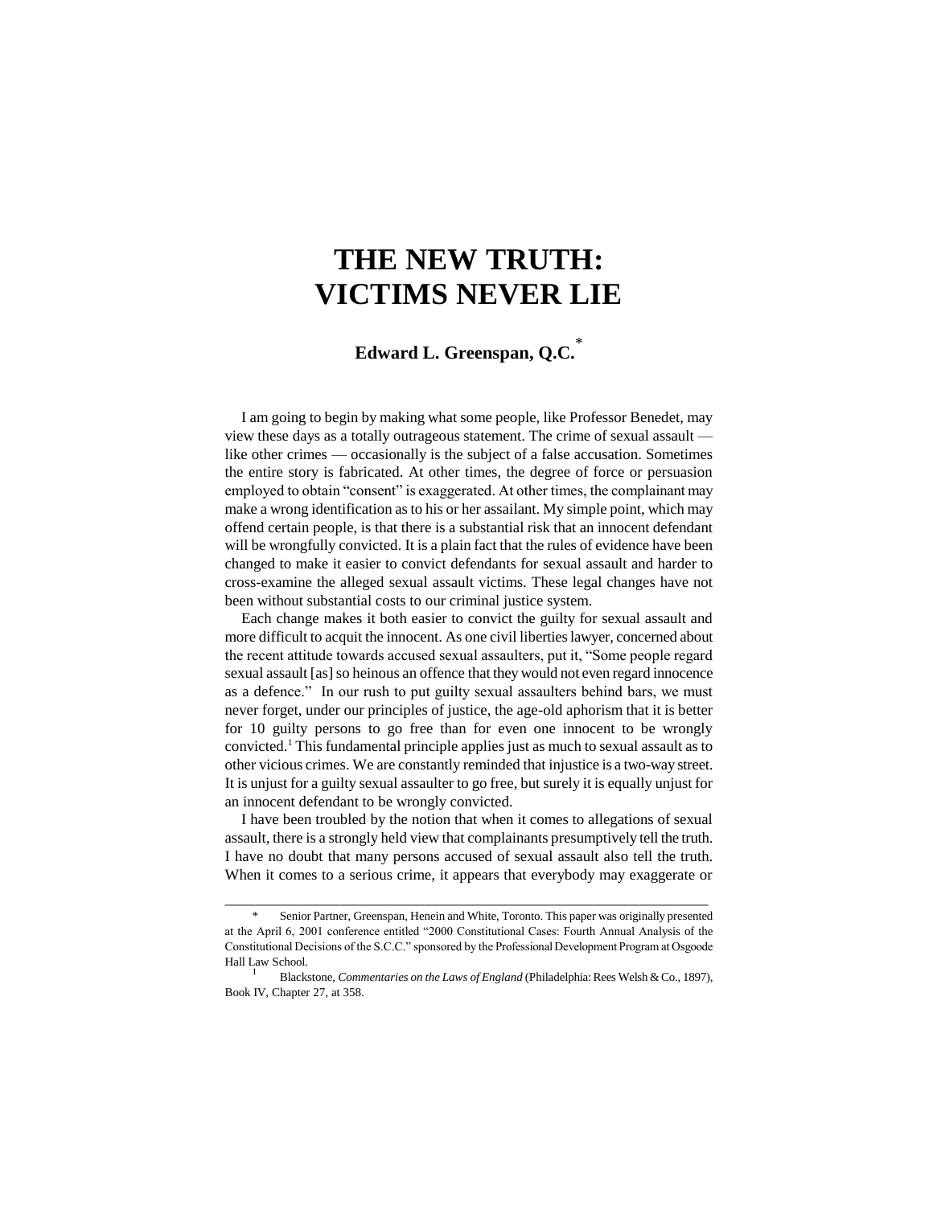# THE NEW TRUTH: VICTIMS NEVER LIE

**Edward L. Greenspan, Q.C.**[*]

I am going to begin by making what some people, like Professor Benedet, may view these days as a totally outrageous statement. The crime of sexual assault — like other crimes — occasionally is the subject of a false accusation. Sometimes the entire story is fabricated. At other times, the degree of force or persuasion employed to obtain "consent" is exaggerated. At other times, the complainant may make a wrong identification as to his or her assailant. My simple point, which may offend certain people, is that there is a substantial risk that an innocent defendant will be wrongfully convicted. It is a plain fact that the rules of evidence have been changed to make it easier to convict defendants for sexual assault and harder to cross-examine the alleged sexual assault victims. These legal changes have not been without substantial costs to our criminal justice system.

Each change makes it both easier to convict the guilty for sexual assault and more difficult to acquit the innocent. As one civil liberties lawyer, concerned about the recent attitude towards accused sexual assaulters, put it, "Some people regard sexual assault [as] so heinous an offence that they would not even regard innocence as a defence." In our rush to put guilty sexual assaulters behind bars, we must never forget, under our principles of justice, the age-old aphorism that it is better for 10 guilty persons to go free than for even one innocent to be wrongly convicted.[1] This fundamental principle applies just as much to sexual assault as to other vicious crimes. We are constantly reminded that injustice is a two-way street. It is unjust for a guilty sexual assaulter to go free, but surely it is equally unjust for an innocent defendant to be wrongly convicted.

I have been troubled by the notion that when it comes to allegations of sexual assault, there is a strongly held view that complainants presumptively tell the truth. I have no doubt that many persons accused of sexual assault also tell the truth. When it comes to a serious crime, it appears that everybody may exaggerate or

---

[*] Senior Partner, Greenspan, Henein and White, Toronto. This paper was originally presented at the April 6, 2001 conference entitled "2000 Constitutional Cases: Fourth Annual Analysis of the Constitutional Decisions of the S.C.C." sponsored by the Professional Development Program at Osgoode Hall Law School.

[1] Blackstone, *Commentaries on the Laws of England* (Philadelphia: Rees Welsh & Co., 1897), Book IV, Chapter 27, at 358.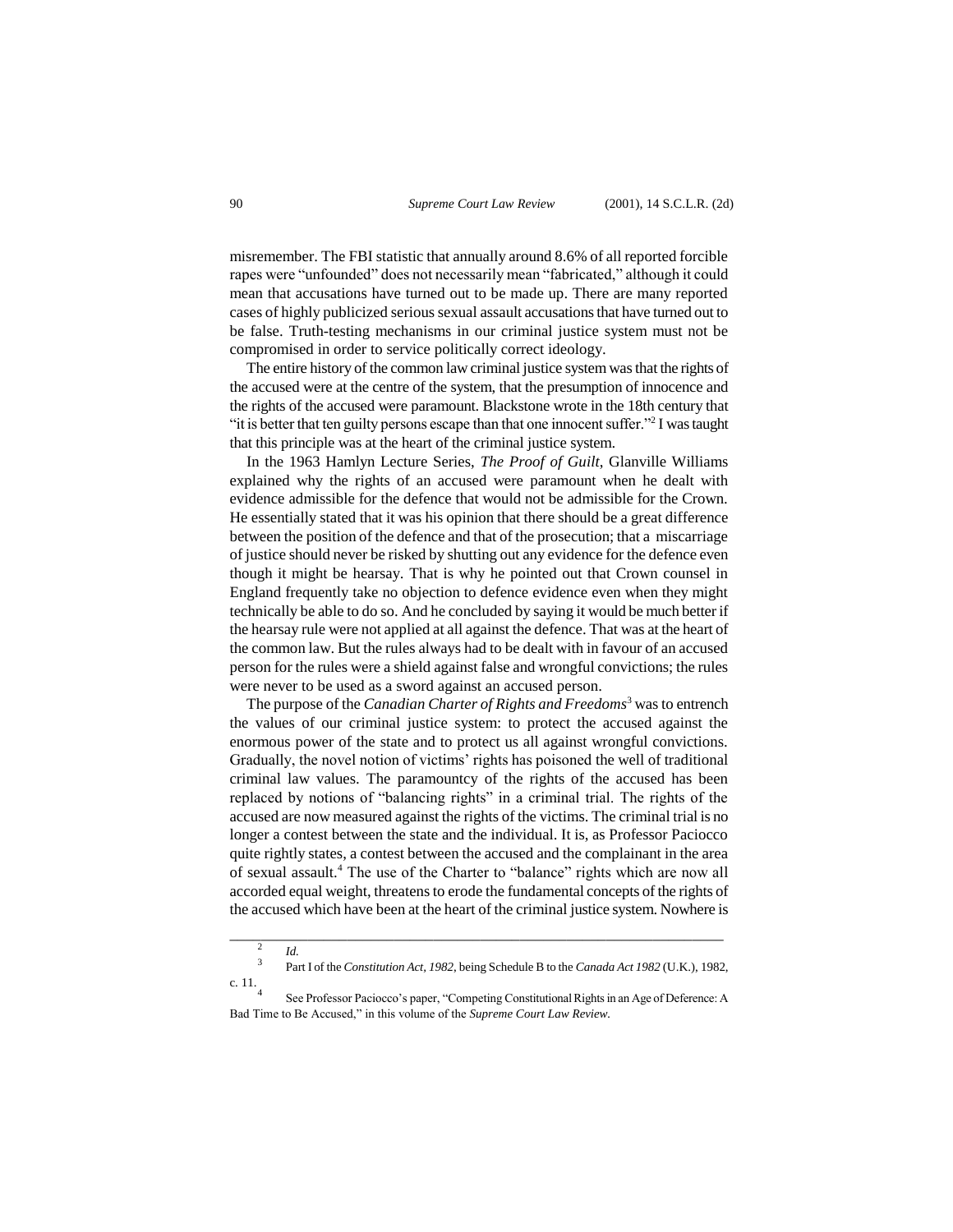misremember. The FBI statistic that annually around 8.6% of all reported forcible rapes were "unfounded" does not necessarily mean "fabricated," although it could mean that accusations have turned out to be made up. There are many reported cases of highly publicized serious sexual assault accusations that have turned out to be false. Truth-testing mechanisms in our criminal justice system must not be compromised in order to service politically correct ideology.

The entire history of the common law criminal justice system was that the rights of the accused were at the centre of the system, that the presumption of innocence and the rights of the accused were paramount. Blackstone wrote in the 18th century that "it is better that ten guilty persons escape than that one innocent suffer."[2] I was taught that this principle was at the heart of the criminal justice system.

In the 1963 Hamlyn Lecture Series, *The Proof of Guilt*, Glanville Williams explained why the rights of an accused were paramount when he dealt with evidence admissible for the defence that would not be admissible for the Crown. He essentially stated that it was his opinion that there should be a great difference between the position of the defence and that of the prosecution; that a miscarriage of justice should never be risked by shutting out any evidence for the defence even though it might be hearsay. That is why he pointed out that Crown counsel in England frequently take no objection to defence evidence even when they might technically be able to do so. And he concluded by saying it would be much better if the hearsay rule were not applied at all against the defence. That was at the heart of the common law. But the rules always had to be dealt with in favour of an accused person for the rules were a shield against false and wrongful convictions; the rules were never to be used as a sword against an accused person.

The purpose of the *Canadian Charter of Rights and Freedoms*[3] was to entrench the values of our criminal justice system: to protect the accused against the enormous power of the state and to protect us all against wrongful convictions. Gradually, the novel notion of victims' rights has poisoned the well of traditional criminal law values. The paramountcy of the rights of the accused has been replaced by notions of "balancing rights" in a criminal trial. The rights of the accused are now measured against the rights of the victims. The criminal trial is no longer a contest between the state and the individual. It is, as Professor Paciocco quite rightly states, a contest between the accused and the complainant in the area of sexual assault.[4] The use of the Charter to "balance" rights which are now all accorded equal weight, threatens to erode the fundamental concepts of the rights of the accused which have been at the heart of the criminal justice system. Nowhere is

---

[2] *Id.*

[3] Part I of the *Constitution Act, 1982*, being Schedule B to the *Canada Act 1982* (U.K.), 1982, c. 11.

[4] See Professor Paciocco's paper, "Competing Constitutional Rights in an Age of Deference: A Bad Time to Be Accused," in this volume of the *Supreme Court Law Review*.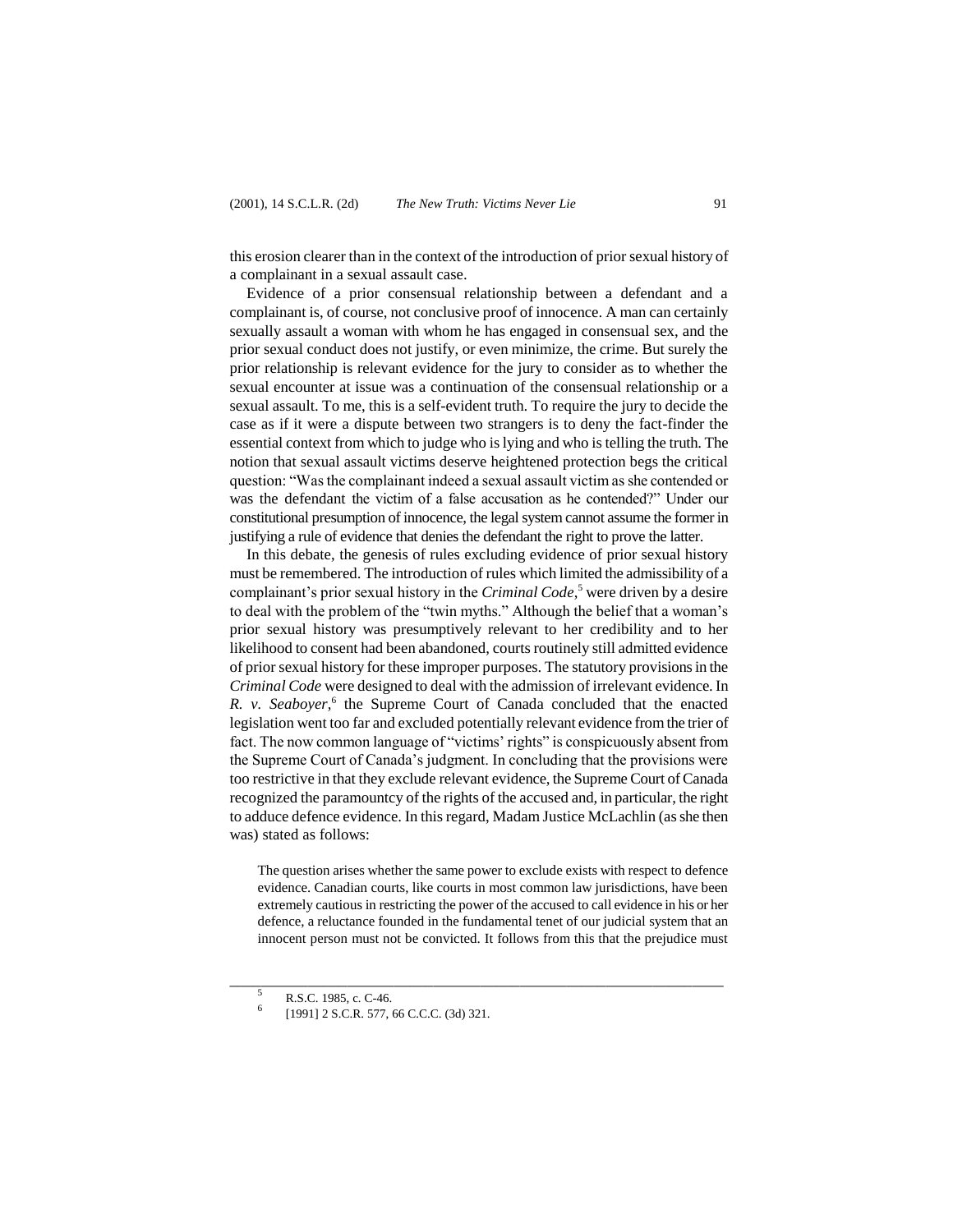this erosion clearer than in the context of the introduction of prior sexual history of a complainant in a sexual assault case.

Evidence of a prior consensual relationship between a defendant and a complainant is, of course, not conclusive proof of innocence. A man can certainly sexually assault a woman with whom he has engaged in consensual sex, and the prior sexual conduct does not justify, or even minimize, the crime. But surely the prior relationship is relevant evidence for the jury to consider as to whether the sexual encounter at issue was a continuation of the consensual relationship or a sexual assault. To me, this is a self-evident truth. To require the jury to decide the case as if it were a dispute between two strangers is to deny the fact-finder the essential context from which to judge who is lying and who is telling the truth. The notion that sexual assault victims deserve heightened protection begs the critical question: "Was the complainant indeed a sexual assault victim as she contended or was the defendant the victim of a false accusation as he contended?" Under our constitutional presumption of innocence, the legal system cannot assume the former in justifying a rule of evidence that denies the defendant the right to prove the latter.

In this debate, the genesis of rules excluding evidence of prior sexual history must be remembered. The introduction of rules which limited the admissibility of a complainant's prior sexual history in the *Criminal Code*,[5] were driven by a desire to deal with the problem of the "twin myths." Although the belief that a woman's prior sexual history was presumptively relevant to her credibility and to her likelihood to consent had been abandoned, courts routinely still admitted evidence of prior sexual history for these improper purposes. The statutory provisions in the *Criminal Code* were designed to deal with the admission of irrelevant evidence. In *R. v. Seaboyer*,[6] the Supreme Court of Canada concluded that the enacted legislation went too far and excluded potentially relevant evidence from the trier of fact. The now common language of "victims' rights" is conspicuously absent from the Supreme Court of Canada's judgment. In concluding that the provisions were too restrictive in that they exclude relevant evidence, the Supreme Court of Canada recognized the paramountcy of the rights of the accused and, in particular, the right to adduce defence evidence. In this regard, Madam Justice McLachlin (as she then was) stated as follows:

> The question arises whether the same power to exclude exists with respect to defence evidence. Canadian courts, like courts in most common law jurisdictions, have been extremely cautious in restricting the power of the accused to call evidence in his or her defence, a reluctance founded in the fundamental tenet of our judicial system that an innocent person must not be convicted. It follows from this that the prejudice must

---

[5] R.S.C. 1985, c. C-46.

[6] [1991] 2 S.C.R. 577, 66 C.C.C. (3d) 321.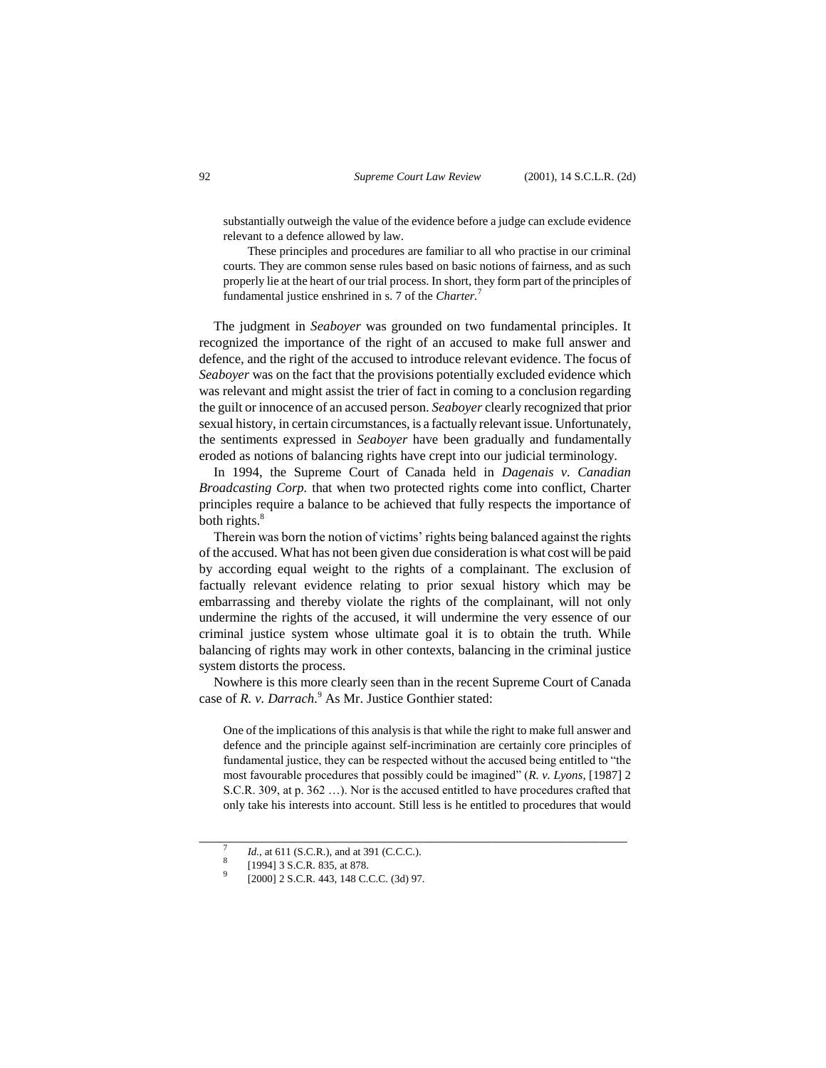> substantially outweigh the value of the evidence before a judge can exclude evidence relevant to a defence allowed by law.
>
> These principles and procedures are familiar to all who practise in our criminal courts. They are common sense rules based on basic notions of fairness, and as such properly lie at the heart of our trial process. In short, they form part of the principles of fundamental justice enshrined in s. 7 of the *Charter*.[7]

The judgment in *Seaboyer* was grounded on two fundamental principles. It recognized the importance of the right of an accused to make full answer and defence, and the right of the accused to introduce relevant evidence. The focus of *Seaboyer* was on the fact that the provisions potentially excluded evidence which was relevant and might assist the trier of fact in coming to a conclusion regarding the guilt or innocence of an accused person. *Seaboyer* clearly recognized that prior sexual history, in certain circumstances, is a factually relevant issue. Unfortunately, the sentiments expressed in *Seaboyer* have been gradually and fundamentally eroded as notions of balancing rights have crept into our judicial terminology.

In 1994, the Supreme Court of Canada held in *Dagenais v. Canadian Broadcasting Corp.* that when two protected rights come into conflict, Charter principles require a balance to be achieved that fully respects the importance of both rights.[8]

Therein was born the notion of victims' rights being balanced against the rights of the accused. What has not been given due consideration is what cost will be paid by according equal weight to the rights of a complainant. The exclusion of factually relevant evidence relating to prior sexual history which may be embarrassing and thereby violate the rights of the complainant, will not only undermine the rights of the accused, it will undermine the very essence of our criminal justice system whose ultimate goal it is to obtain the truth. While balancing of rights may work in other contexts, balancing in the criminal justice system distorts the process.

Nowhere is this more clearly seen than in the recent Supreme Court of Canada case of *R. v. Darrach*.[9] As Mr. Justice Gonthier stated:

> One of the implications of this analysis is that while the right to make full answer and defence and the principle against self-incrimination are certainly core principles of fundamental justice, they can be respected without the accused being entitled to "the most favourable procedures that possibly could be imagined" (*R. v. Lyons*, [1987] 2 S.C.R. 309, at p. 362 …). Nor is the accused entitled to have procedures crafted that only take his interests into account. Still less is he entitled to procedures that would

---

[7] *Id.*, at 611 (S.C.R.), and at 391 (C.C.C.).

[8] [1994] 3 S.C.R. 835, at 878.

[9] [2000] 2 S.C.R. 443, 148 C.C.C. (3d) 97.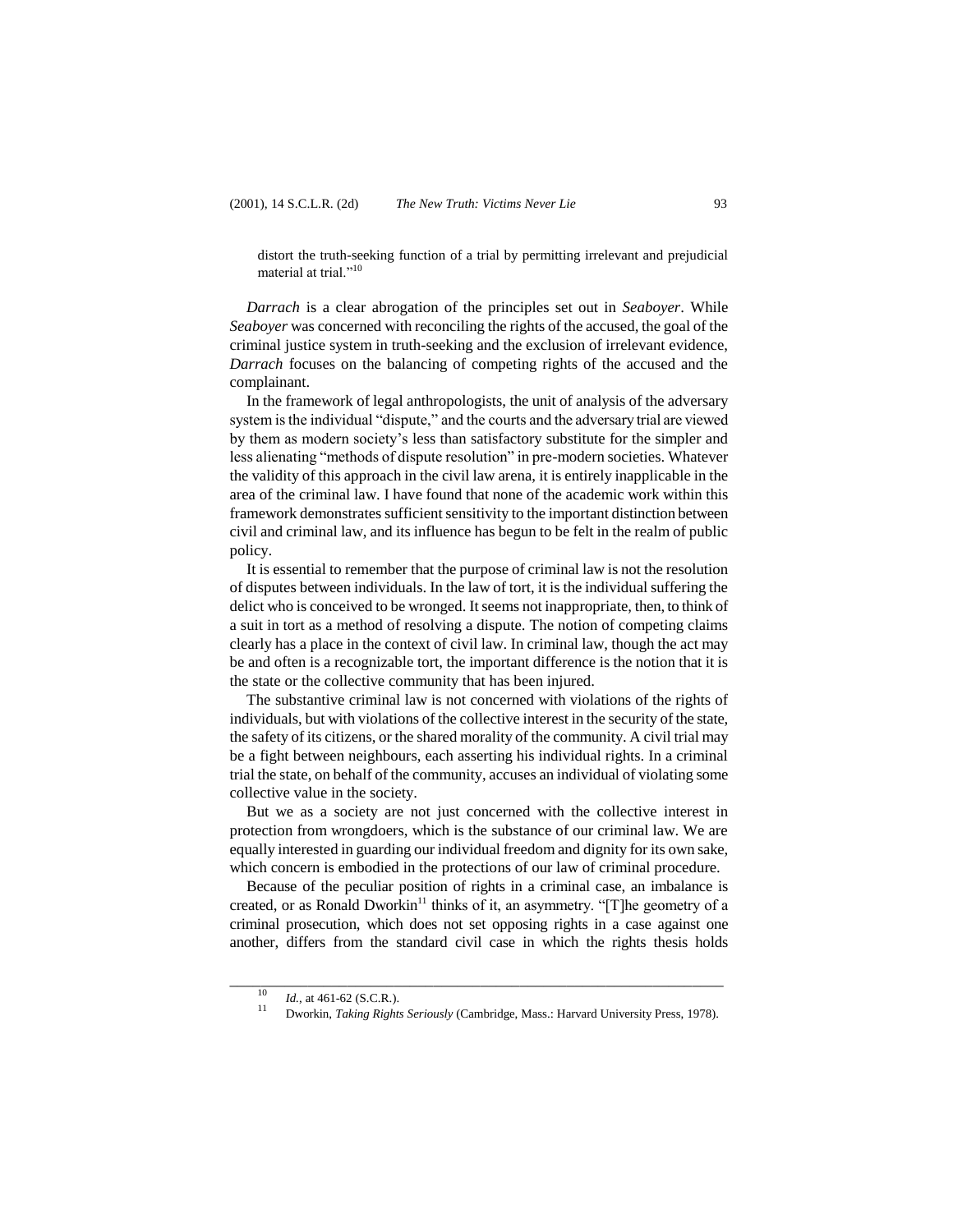distort the truth-seeking function of a trial by permitting irrelevant and prejudicial material at trial."[10]

*Darrach* is a clear abrogation of the principles set out in *Seaboyer*. While *Seaboyer* was concerned with reconciling the rights of the accused, the goal of the criminal justice system in truth-seeking and the exclusion of irrelevant evidence, *Darrach* focuses on the balancing of competing rights of the accused and the complainant.

In the framework of legal anthropologists, the unit of analysis of the adversary system is the individual "dispute," and the courts and the adversary trial are viewed by them as modern society's less than satisfactory substitute for the simpler and less alienating "methods of dispute resolution" in pre-modern societies. Whatever the validity of this approach in the civil law arena, it is entirely inapplicable in the area of the criminal law. I have found that none of the academic work within this framework demonstrates sufficient sensitivity to the important distinction between civil and criminal law, and its influence has begun to be felt in the realm of public policy.

It is essential to remember that the purpose of criminal law is not the resolution of disputes between individuals. In the law of tort, it is the individual suffering the delict who is conceived to be wronged. It seems not inappropriate, then, to think of a suit in tort as a method of resolving a dispute. The notion of competing claims clearly has a place in the context of civil law. In criminal law, though the act may be and often is a recognizable tort, the important difference is the notion that it is the state or the collective community that has been injured.

The substantive criminal law is not concerned with violations of the rights of individuals, but with violations of the collective interest in the security of the state, the safety of its citizens, or the shared morality of the community. A civil trial may be a fight between neighbours, each asserting his individual rights. In a criminal trial the state, on behalf of the community, accuses an individual of violating some collective value in the society.

But we as a society are not just concerned with the collective interest in protection from wrongdoers, which is the substance of our criminal law. We are equally interested in guarding our individual freedom and dignity for its own sake, which concern is embodied in the protections of our law of criminal procedure.

Because of the peculiar position of rights in a criminal case, an imbalance is created, or as Ronald Dworkin[11] thinks of it, an asymmetry. "[T]he geometry of a criminal prosecution, which does not set opposing rights in a case against one another, differs from the standard civil case in which the rights thesis holds

---

[10] *Id.*, at 461-62 (S.C.R.).

[11] Dworkin, *Taking Rights Seriously* (Cambridge, Mass.: Harvard University Press, 1978).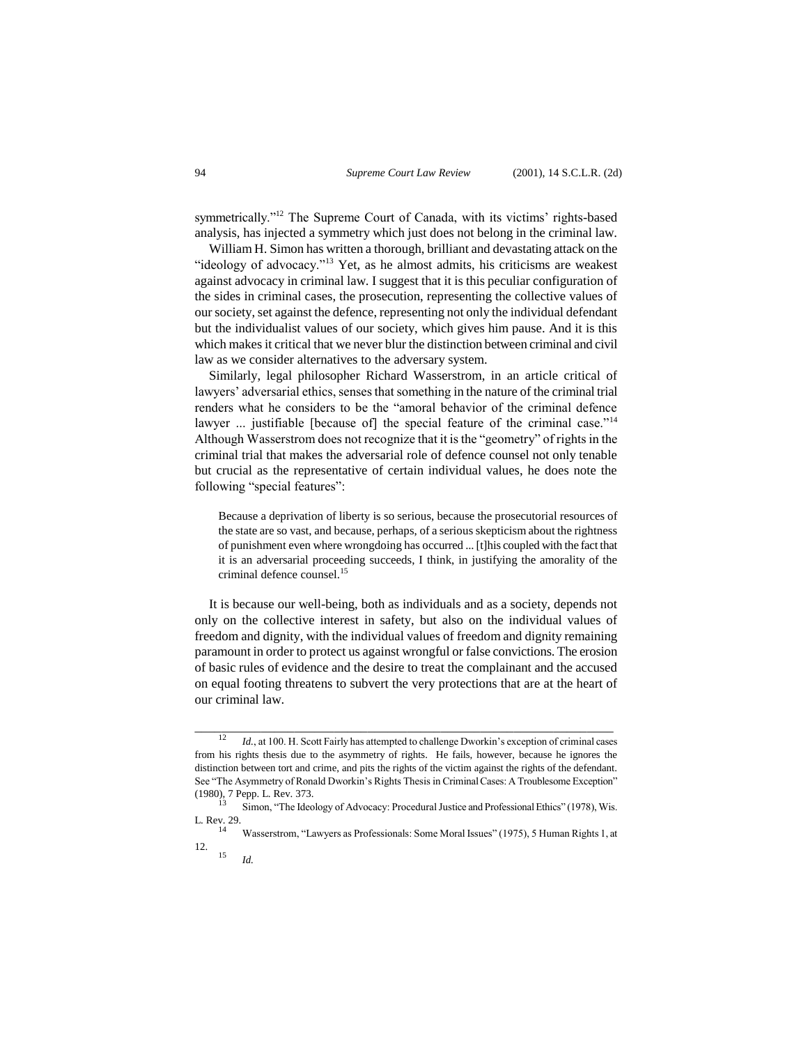symmetrically."[12] The Supreme Court of Canada, with its victims' rights-based analysis, has injected a symmetry which just does not belong in the criminal law.

William H. Simon has written a thorough, brilliant and devastating attack on the "ideology of advocacy."[13] Yet, as he almost admits, his criticisms are weakest against advocacy in criminal law. I suggest that it is this peculiar configuration of the sides in criminal cases, the prosecution, representing the collective values of our society, set against the defence, representing not only the individual defendant but the individualist values of our society, which gives him pause. And it is this which makes it critical that we never blur the distinction between criminal and civil law as we consider alternatives to the adversary system.

Similarly, legal philosopher Richard Wasserstrom, in an article critical of lawyers' adversarial ethics, senses that something in the nature of the criminal trial renders what he considers to be the "amoral behavior of the criminal defence lawyer ... justifiable [because of] the special feature of the criminal case."[14] Although Wasserstrom does not recognize that it is the "geometry" of rights in the criminal trial that makes the adversarial role of defence counsel not only tenable but crucial as the representative of certain individual values, he does note the following "special features":

> Because a deprivation of liberty is so serious, because the prosecutorial resources of the state are so vast, and because, perhaps, of a serious skepticism about the rightness of punishment even where wrongdoing has occurred ... [t]his coupled with the fact that it is an adversarial proceeding succeeds, I think, in justifying the amorality of the criminal defence counsel.[15]

It is because our well-being, both as individuals and as a society, depends not only on the collective interest in safety, but also on the individual values of freedom and dignity, with the individual values of freedom and dignity remaining paramount in order to protect us against wrongful or false convictions. The erosion of basic rules of evidence and the desire to treat the complainant and the accused on equal footing threatens to subvert the very protections that are at the heart of our criminal law.

---

[12] *Id.*, at 100. H. Scott Fairly has attempted to challenge Dworkin's exception of criminal cases from his rights thesis due to the asymmetry of rights. He fails, however, because he ignores the distinction between tort and crime, and pits the rights of the victim against the rights of the defendant. See "The Asymmetry of Ronald Dworkin's Rights Thesis in Criminal Cases: A Troublesome Exception" (1980), 7 Pepp. L. Rev. 373.

[13] Simon, "The Ideology of Advocacy: Procedural Justice and Professional Ethics" (1978), Wis. L. Rev. 29.

[14] Wasserstrom, "Lawyers as Professionals: Some Moral Issues" (1975), 5 Human Rights 1, at 12.

[15] *Id.*